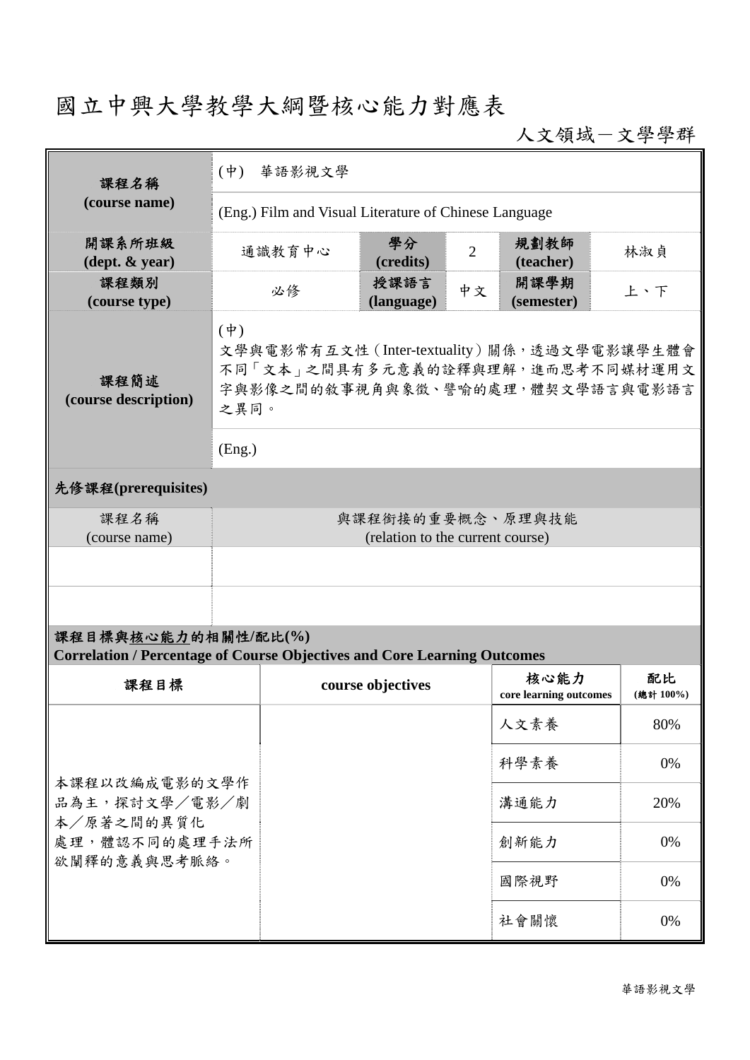# 國立中興大學教學大綱暨核心能力對應表

人文領域－文學學群

| 課程名稱 (course name) | (中) 華語影視文學 | | | | |
|---|---|---|---|---|---|
| | (Eng.) Film and Visual Literature of Chinese Language | | | | |
| 開課系所班級 (dept. & year) | 通識教育中心 | 學分 (credits) | 2 | 規劃教師 (teacher) | 林淑貞 |
| 課程類別 (course type) | 必修 | 授課語言 (language) | 中文 | 開課學期 (semester) | 上、下 |
| 課程簡述 (course description) | (中) 文學與電影常有互文性（Inter-textuality）關係，透過文學電影讓學生體會不同「文本」之間具有多元意義的詮釋與理解，進而思考不同媒材運用文字與影像之間的敘事視角與象徵、譬喻的處理，體契文學語言與電影語言之異同。 | | | | |
| | (Eng.) | | | | |

**先修課程(prerequisites)**

| 課程名稱 (course name) | 與課程銜接的重要概念、原理與技能 (relation to the current course) |
|---|---|
| | |
| | |

**課程目標與核心能力的相關性/配比(%)**
**Correlation / Percentage of Course Objectives and Core Learning Outcomes**

| 課程目標 | course objectives | 核心能力 core learning outcomes | 配比 (總計 100%) |
|---|---|---|---|
| 本課程以改編成電影的文學作品為主，探討文學／電影／劇本／原著之間的異質化處理，體認不同的處理手法所欲闡釋的意義與思考脈絡。 | | 人文素養 | 80% |
| | | 科學素養 | 0% |
| | | 溝通能力 | 20% |
| | | 創新能力 | 0% |
| | | 國際視野 | 0% |
| | | 社會關懷 | 0% |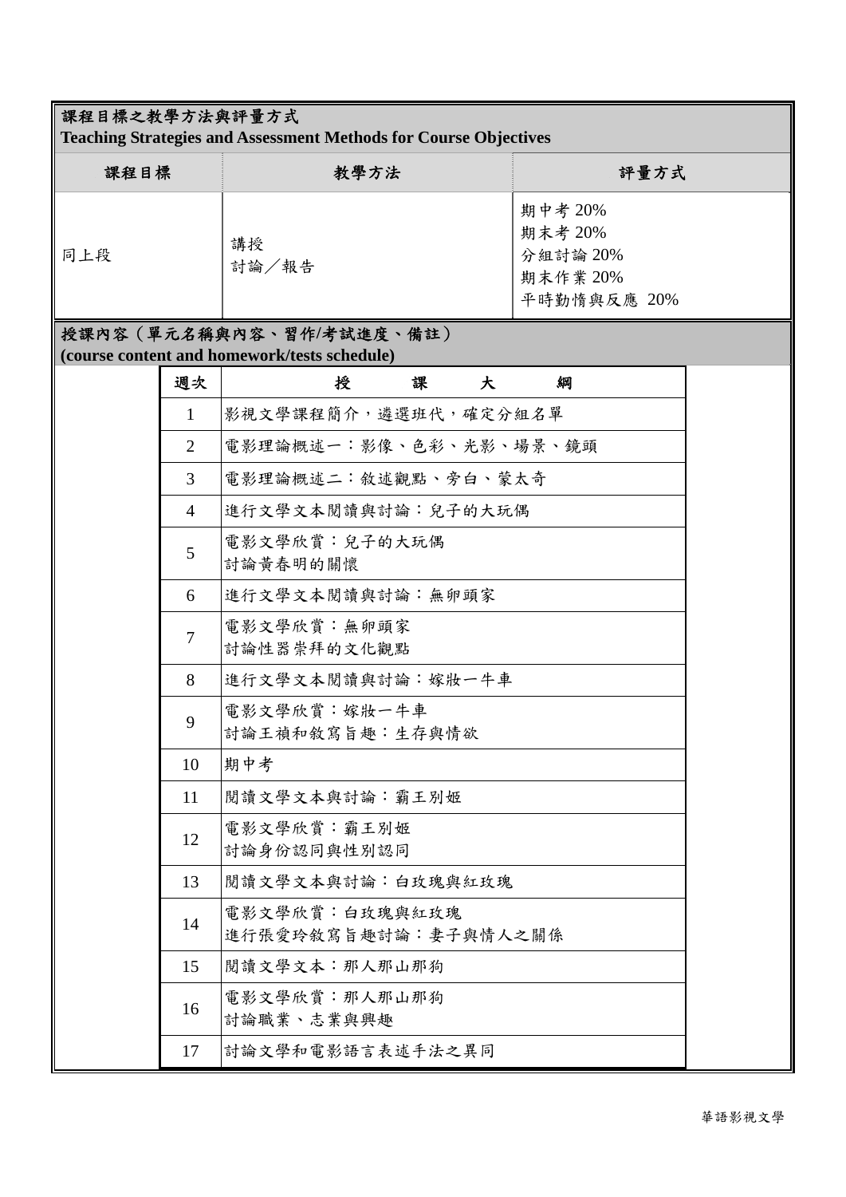## 課程目標之教學方法與評量方式
**Teaching Strategies and Assessment Methods for Course Objectives**

| 課程目標 | 教學方法 | 評量方式 |
| --- | --- | --- |
| 同上段 | 講授<br>討論／報告 | 期中考 20%<br>期末考 20%<br>分組討論 20%<br>期末作業 20%<br>平時勤惰與反應 20% |

## 授課內容（單元名稱與內容、習作/考試進度、備註）
**(course content and homework/tests schedule)**

| 週次 | 授　課　大　綱 |
| --- | --- |
| 1 | 影視文學課程簡介，遴選班代，確定分組名單 |
| 2 | 電影理論概述一：影像、色彩、光影、場景、鏡頭 |
| 3 | 電影理論概述二：敘述觀點、旁白、蒙太奇 |
| 4 | 進行文學文本閱讀與討論：兒子的大玩偶 |
| 5 | 電影文學欣賞：兒子的大玩偶<br>討論黃春明的關懷 |
| 6 | 進行文學文本閱讀與討論：無卵頭家 |
| 7 | 電影文學欣賞：無卵頭家<br>討論性器崇拜的文化觀點 |
| 8 | 進行文學文本閱讀與討論：嫁妝一牛車 |
| 9 | 電影文學欣賞：嫁妝一牛車<br>討論王禎和敘寫旨趣：生存與情欲 |
| 10 | 期中考 |
| 11 | 閱讀文學文本與討論：霸王別姬 |
| 12 | 電影文學欣賞：霸王別姬<br>討論身份認同與性別認同 |
| 13 | 閱讀文學文本與討論：白玫瑰與紅玫瑰 |
| 14 | 電影文學欣賞：白玫瑰與紅玫瑰<br>進行張愛玲敘寫旨趣討論：妻子與情人之關係 |
| 15 | 閱讀文學文本：那人那山那狗 |
| 16 | 電影文學欣賞：那人那山那狗<br>討論職業、志業與興趣 |
| 17 | 討論文學和電影語言表述手法之異同 |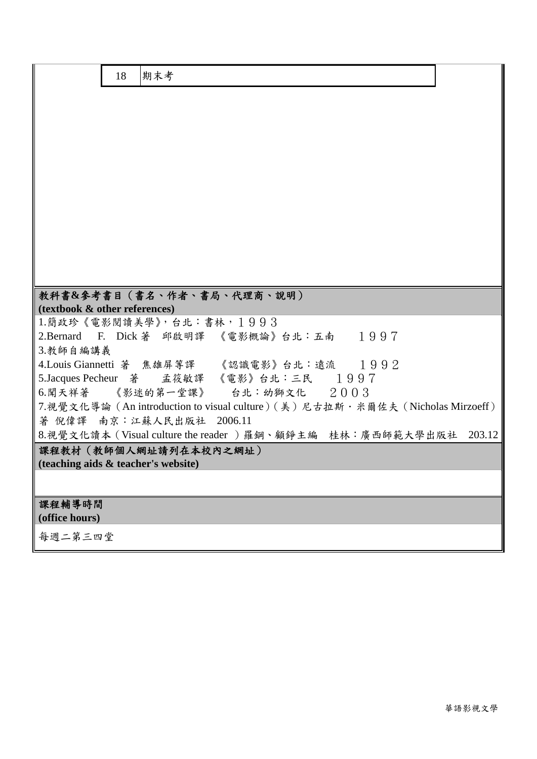| | |
|---|---|
| 18 | 期末考 |

**教科書&參考書目（書名、作者、書局、代理商、說明）**
**(textbook & other references)**

1.簡政珍《電影閱讀美學》，台北：書林，１９９３
2.Bernard　F.　Dick 著　邱啟明譯　《電影概論》台北：五南　　１９９７
3.教師自編講義
4.Louis Giannetti 著　焦雄屏等譯　　《認識電影》台北：遠流　　１９９２
5.Jacques Pecheur　著　　孟筱敏譯　《電影》台北：三民　　１９９７
6.聞天祥著　　《影迷的第一堂課》　　台北：幼獅文化　　２００３
7.視覺文化導論（An introduction to visual culture）(美）尼古拉斯・米爾佐夫（Nicholas Mirzoeff）著 倪偉譯　南京：江蘇人民出版社　2006.11
8.視覺文化讀本（Visual culture the reader ）羅鋼、顧錚主編　桂林：廣西師範大學出版社　203.12

**課程教材（教師個人網址請列在本校內之網址）**
**(teaching aids & teacher's website)**

**課程輔導時間**
**(office hours)**

每週二第三四堂